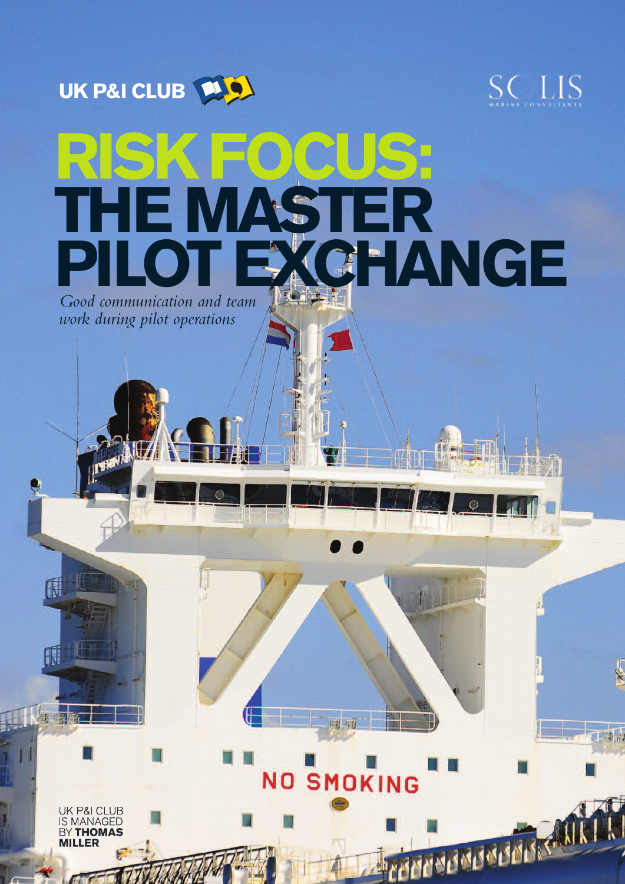UK P&I CLUB

SOLIS MARINE CONSULTANTS

# RISK FOCUS: THE MASTER PILOT EXCHANGE

*Good communication and team work during pilot operations*

UK P&I CLUB IS MANAGED BY **THOMAS MILLER**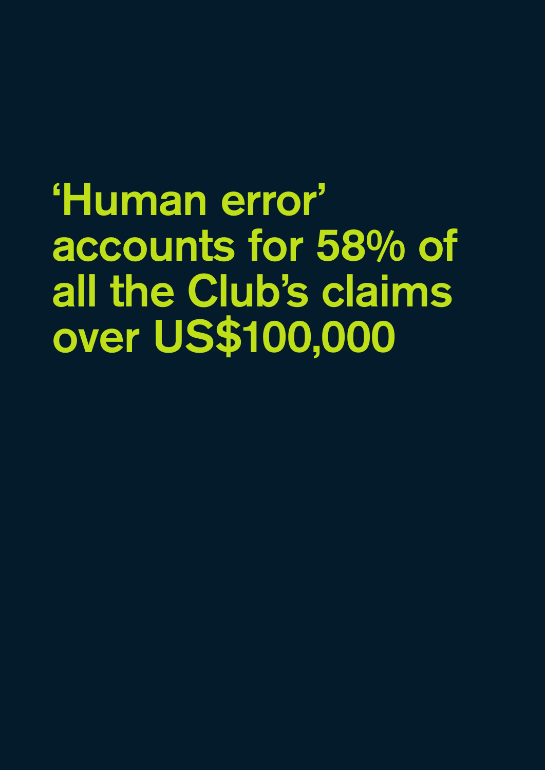# ‘Human error’ accounts for 58% of all the Club’s claims over US$100,000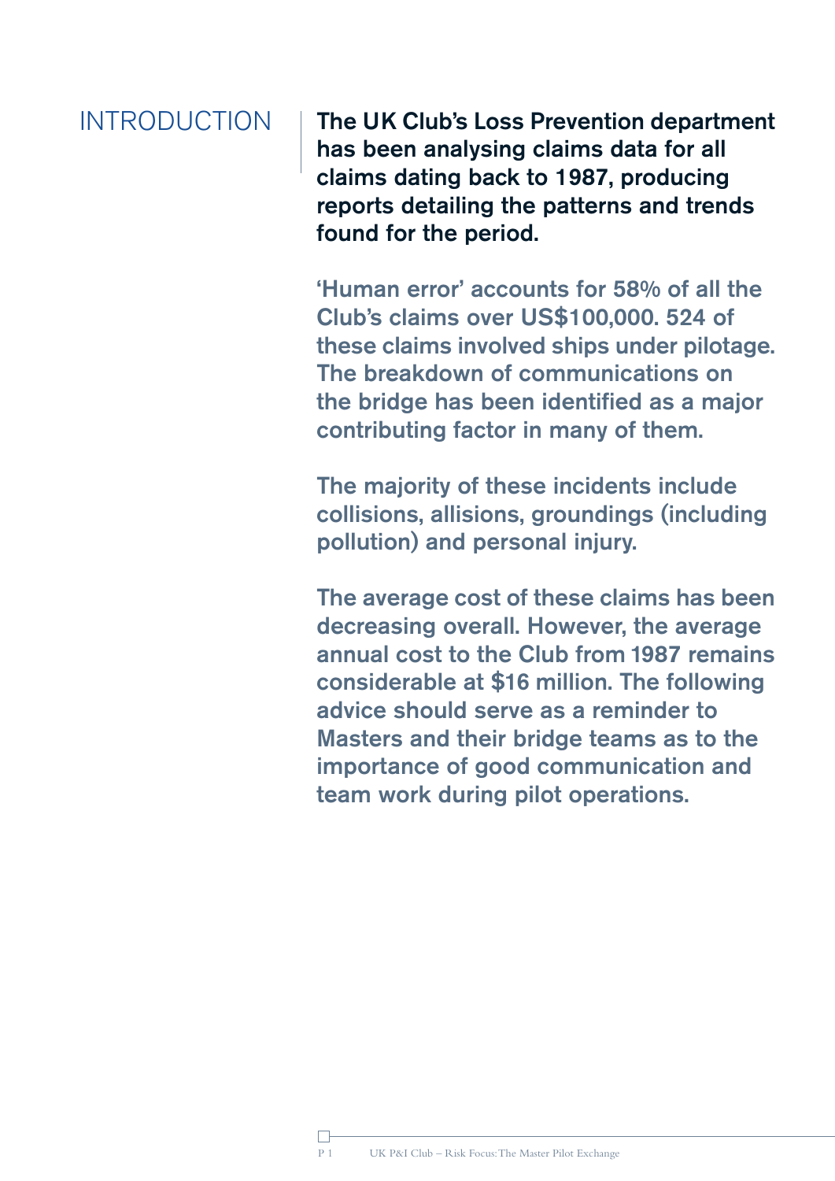# INTRODUCTION

**The UK Club's Loss Prevention department has been analysing claims data for all claims dating back to 1987, producing reports detailing the patterns and trends found for the period.**

**'Human error' accounts for 58% of all the Club's claims over US$100,000. 524 of these claims involved ships under pilotage. The breakdown of communications on the bridge has been identified as a major contributing factor in many of them.**

**The majority of these incidents include collisions, allisions, groundings (including pollution) and personal injury.**

**The average cost of these claims has been decreasing overall. However, the average annual cost to the Club from 1987 remains considerable at $16 million. The following advice should serve as a reminder to Masters and their bridge teams as to the importance of good communication and team work during pilot operations.**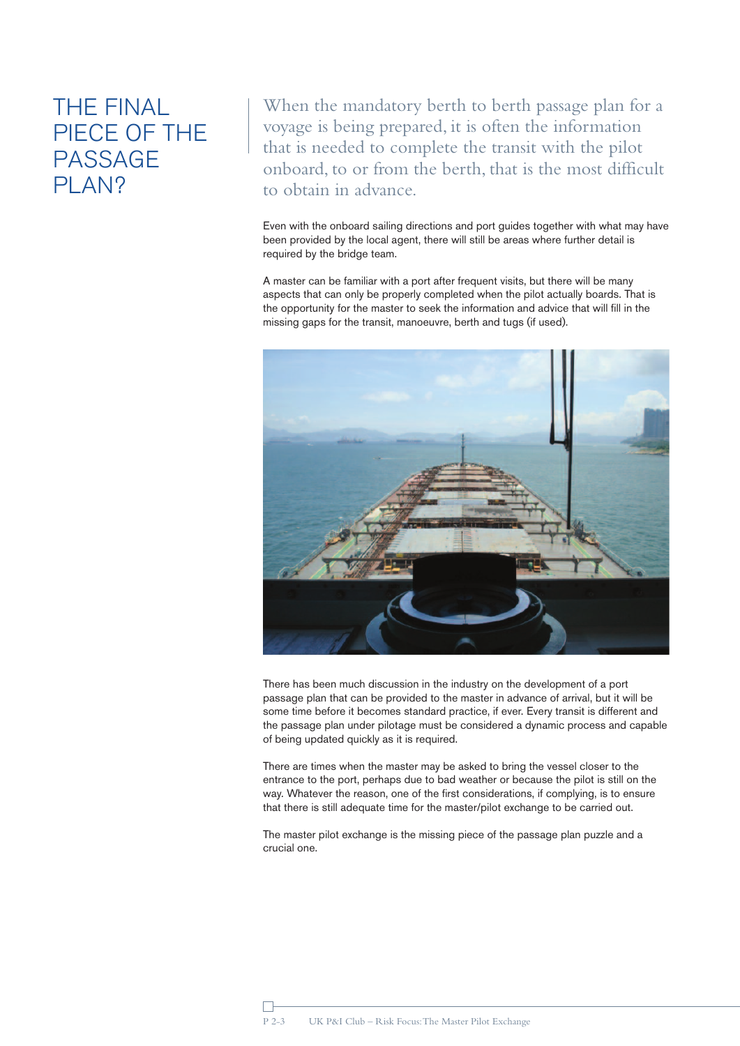# THE FINAL PIECE OF THE PASSAGE PLAN?

When the mandatory berth to berth passage plan for a voyage is being prepared, it is often the information that is needed to complete the transit with the pilot onboard, to or from the berth, that is the most difficult to obtain in advance.

Even with the onboard sailing directions and port guides together with what may have been provided by the local agent, there will still be areas where further detail is required by the bridge team.

A master can be familiar with a port after frequent visits, but there will be many aspects that can only be properly completed when the pilot actually boards. That is the opportunity for the master to seek the information and advice that will fill in the missing gaps for the transit, manoeuvre, berth and tugs (if used).

There has been much discussion in the industry on the development of a port passage plan that can be provided to the master in advance of arrival, but it will be some time before it becomes standard practice, if ever. Every transit is different and the passage plan under pilotage must be considered a dynamic process and capable of being updated quickly as it is required.

There are times when the master may be asked to bring the vessel closer to the entrance to the port, perhaps due to bad weather or because the pilot is still on the way. Whatever the reason, one of the first considerations, if complying, is to ensure that there is still adequate time for the master/pilot exchange to be carried out.

The master pilot exchange is the missing piece of the passage plan puzzle and a crucial one.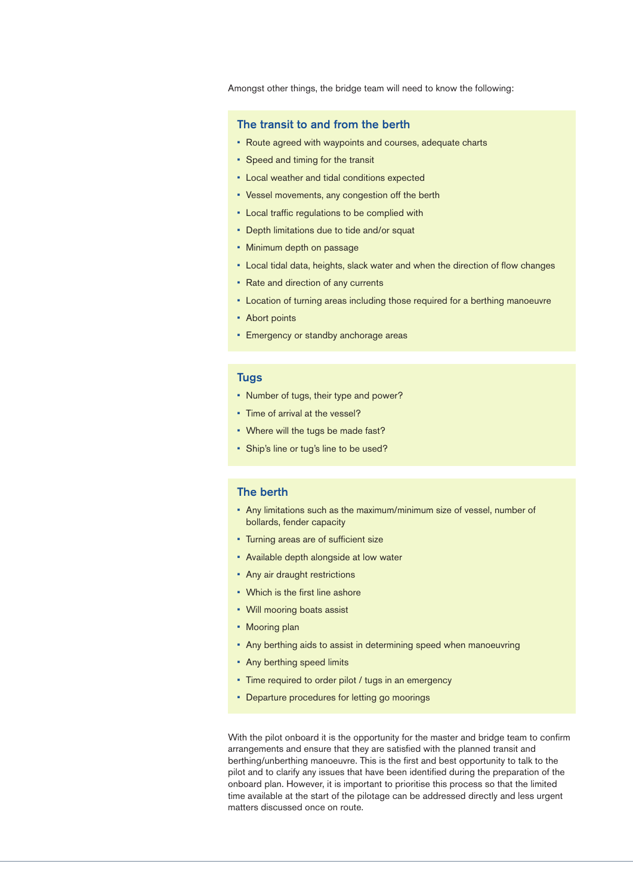Amongst other things, the bridge team will need to know the following:

### The transit to and from the berth

- Route agreed with waypoints and courses, adequate charts
- Speed and timing for the transit
- Local weather and tidal conditions expected
- Vessel movements, any congestion off the berth
- Local traffic regulations to be complied with
- Depth limitations due to tide and/or squat
- Minimum depth on passage
- Local tidal data, heights, slack water and when the direction of flow changes
- Rate and direction of any currents
- Location of turning areas including those required for a berthing manoeuvre
- Abort points
- Emergency or standby anchorage areas

### Tugs

- Number of tugs, their type and power?
- Time of arrival at the vessel?
- Where will the tugs be made fast?
- Ship's line or tug's line to be used?

### The berth

- Any limitations such as the maximum/minimum size of vessel, number of bollards, fender capacity
- Turning areas are of sufficient size
- Available depth alongside at low water
- Any air draught restrictions
- Which is the first line ashore
- Will mooring boats assist
- Mooring plan
- Any berthing aids to assist in determining speed when manoeuvring
- Any berthing speed limits
- Time required to order pilot / tugs in an emergency
- Departure procedures for letting go moorings

With the pilot onboard it is the opportunity for the master and bridge team to confirm arrangements and ensure that they are satisfied with the planned transit and berthing/unberthing manoeuvre. This is the first and best opportunity to talk to the pilot and to clarify any issues that have been identified during the preparation of the onboard plan. However, it is important to prioritise this process so that the limited time available at the start of the pilotage can be addressed directly and less urgent matters discussed once on route.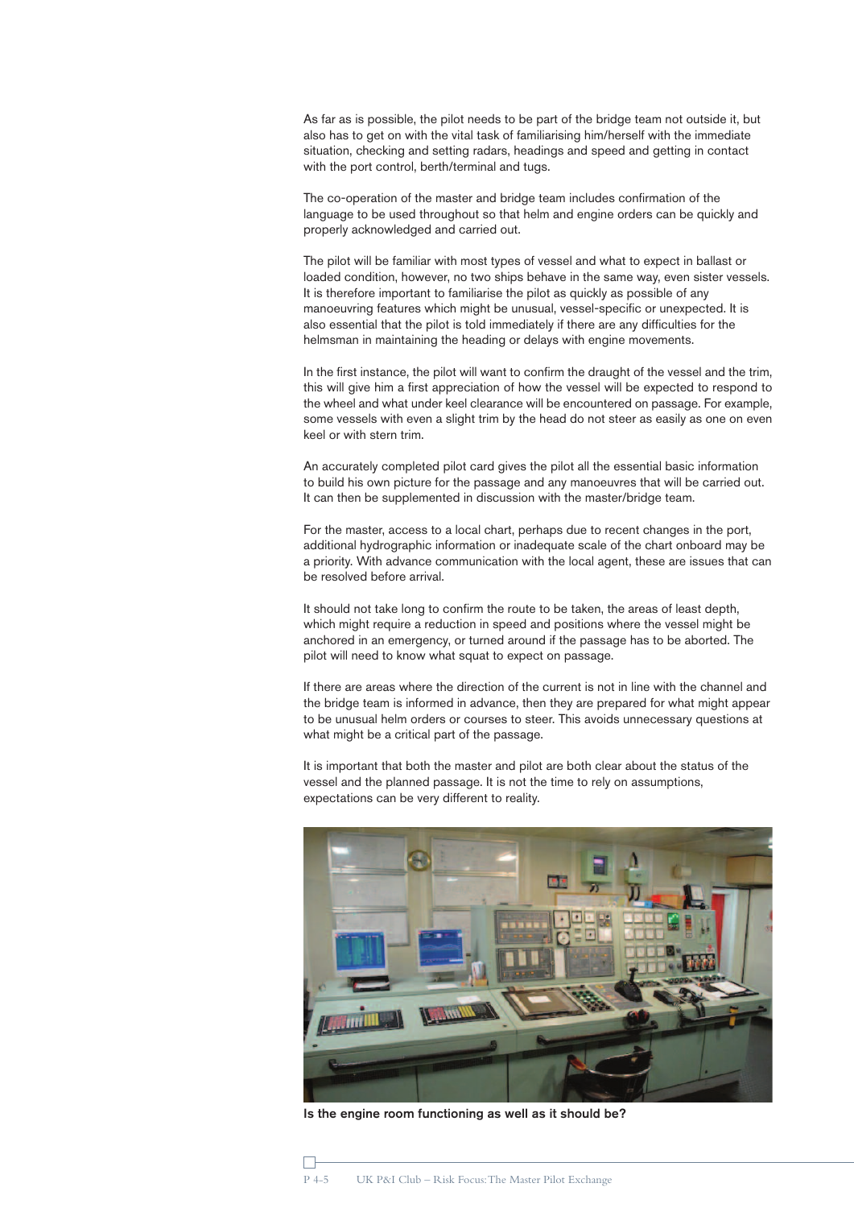As far as is possible, the pilot needs to be part of the bridge team not outside it, but also has to get on with the vital task of familiarising him/herself with the immediate situation, checking and setting radars, headings and speed and getting in contact with the port control, berth/terminal and tugs.

The co-operation of the master and bridge team includes confirmation of the language to be used throughout so that helm and engine orders can be quickly and properly acknowledged and carried out.

The pilot will be familiar with most types of vessel and what to expect in ballast or loaded condition, however, no two ships behave in the same way, even sister vessels. It is therefore important to familiarise the pilot as quickly as possible of any manoeuvring features which might be unusual, vessel-specific or unexpected. It is also essential that the pilot is told immediately if there are any difficulties for the helmsman in maintaining the heading or delays with engine movements.

In the first instance, the pilot will want to confirm the draught of the vessel and the trim, this will give him a first appreciation of how the vessel will be expected to respond to the wheel and what under keel clearance will be encountered on passage. For example, some vessels with even a slight trim by the head do not steer as easily as one on even keel or with stern trim.

An accurately completed pilot card gives the pilot all the essential basic information to build his own picture for the passage and any manoeuvres that will be carried out. It can then be supplemented in discussion with the master/bridge team.

For the master, access to a local chart, perhaps due to recent changes in the port, additional hydrographic information or inadequate scale of the chart onboard may be a priority. With advance communication with the local agent, these are issues that can be resolved before arrival.

It should not take long to confirm the route to be taken, the areas of least depth, which might require a reduction in speed and positions where the vessel might be anchored in an emergency, or turned around if the passage has to be aborted. The pilot will need to know what squat to expect on passage.

If there are areas where the direction of the current is not in line with the channel and the bridge team is informed in advance, then they are prepared for what might appear to be unusual helm orders or courses to steer. This avoids unnecessary questions at what might be a critical part of the passage.

It is important that both the master and pilot are both clear about the status of the vessel and the planned passage. It is not the time to rely on assumptions, expectations can be very different to reality.

**Is the engine room functioning as well as it should be?**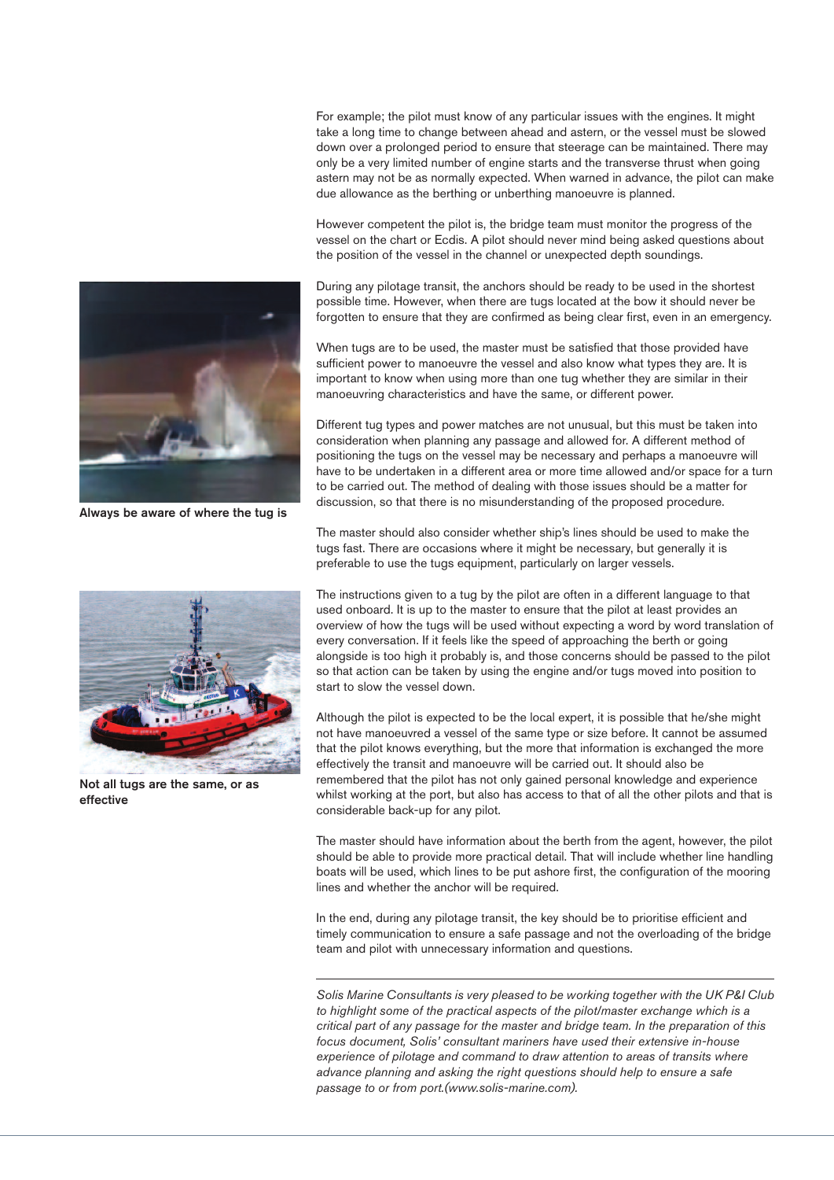For example; the pilot must know of any particular issues with the engines. It might take a long time to change between ahead and astern, or the vessel must be slowed down over a prolonged period to ensure that steerage can be maintained. There may only be a very limited number of engine starts and the transverse thrust when going astern may not be as normally expected. When warned in advance, the pilot can make due allowance as the berthing or unberthing manoeuvre is planned.

However competent the pilot is, the bridge team must monitor the progress of the vessel on the chart or Ecdis. A pilot should never mind being asked questions about the position of the vessel in the channel or unexpected depth soundings.

During any pilotage transit, the anchors should be ready to be used in the shortest possible time. However, when there are tugs located at the bow it should never be forgotten to ensure that they are confirmed as being clear first, even in an emergency.

**Always be aware of where the tug is**

When tugs are to be used, the master must be satisfied that those provided have sufficient power to manoeuvre the vessel and also know what types they are. It is important to know when using more than one tug whether they are similar in their manoeuvring characteristics and have the same, or different power.

Different tug types and power matches are not unusual, but this must be taken into consideration when planning any passage and allowed for. A different method of positioning the tugs on the vessel may be necessary and perhaps a manoeuvre will have to be undertaken in a different area or more time allowed and/or space for a turn to be carried out. The method of dealing with those issues should be a matter for discussion, so that there is no misunderstanding of the proposed procedure.

The master should also consider whether ship's lines should be used to make the tugs fast. There are occasions where it might be necessary, but generally it is preferable to use the tugs equipment, particularly on larger vessels.

**Not all tugs are the same, or as effective**

The instructions given to a tug by the pilot are often in a different language to that used onboard. It is up to the master to ensure that the pilot at least provides an overview of how the tugs will be used without expecting a word by word translation of every conversation. If it feels like the speed of approaching the berth or going alongside is too high it probably is, and those concerns should be passed to the pilot so that action can be taken by using the engine and/or tugs moved into position to start to slow the vessel down.

Although the pilot is expected to be the local expert, it is possible that he/she might not have manoeuvred a vessel of the same type or size before. It cannot be assumed that the pilot knows everything, but the more that information is exchanged the more effectively the transit and manoeuvre will be carried out. It should also be remembered that the pilot has not only gained personal knowledge and experience whilst working at the port, but also has access to that of all the other pilots and that is considerable back-up for any pilot.

The master should have information about the berth from the agent, however, the pilot should be able to provide more practical detail. That will include whether line handling boats will be used, which lines to be put ashore first, the configuration of the mooring lines and whether the anchor will be required.

In the end, during any pilotage transit, the key should be to prioritise efficient and timely communication to ensure a safe passage and not the overloading of the bridge team and pilot with unnecessary information and questions.

---

*Solis Marine Consultants is very pleased to be working together with the UK P&I Club to highlight some of the practical aspects of the pilot/master exchange which is a critical part of any passage for the master and bridge team. In the preparation of this focus document, Solis' consultant mariners have used their extensive in-house experience of pilotage and command to draw attention to areas of transits where advance planning and asking the right questions should help to ensure a safe passage to or from port.(www.solis-marine.com).*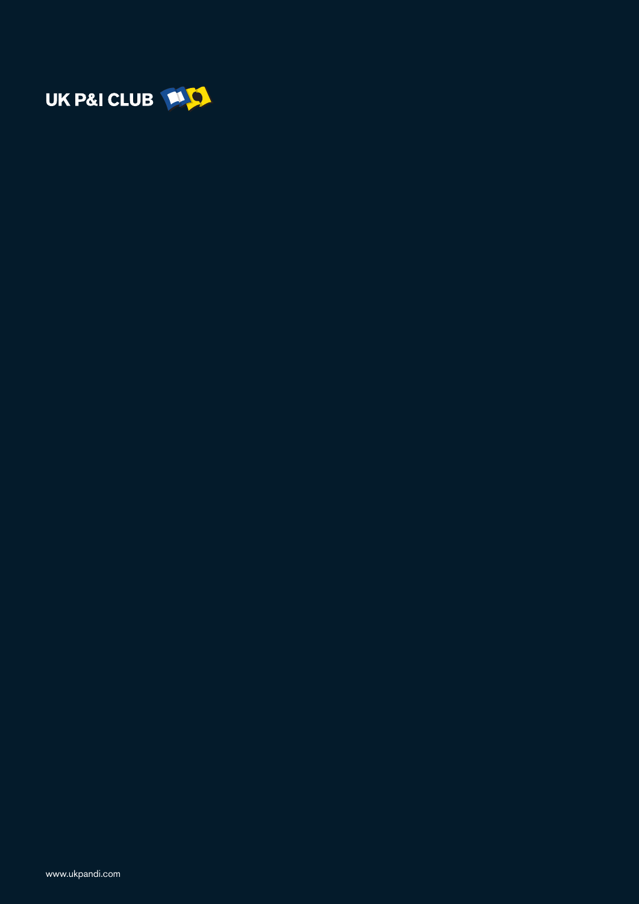UK P&I CLUB

www.ukpandi.com